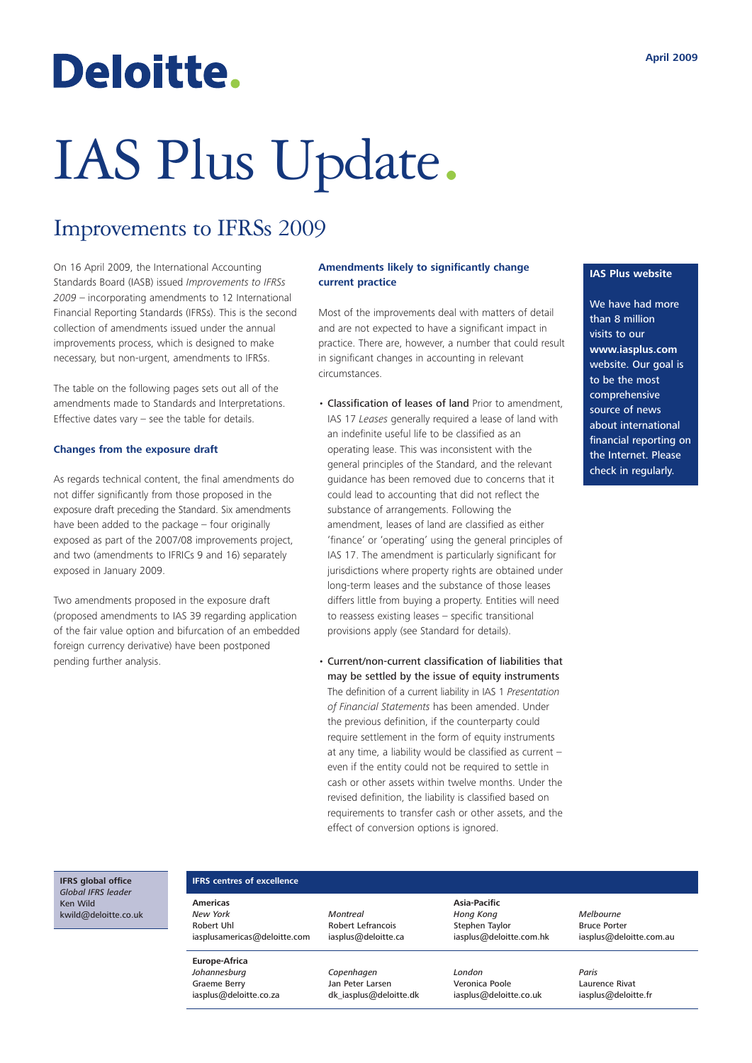Deloitte.

April 2009

# IAS Plus Update.

## Improvements to IFRSs 2009

On 16 April 2009, the International Accounting Standards Board (IASB) issued *Improvements to IFRSs 2009* – incorporating amendments to 12 International Financial Reporting Standards (IFRSs). This is the second collection of amendments issued under the annual improvements process, which is designed to make necessary, but non-urgent, amendments to IFRSs.

The table on the following pages sets out all of the amendments made to Standards and Interpretations. Effective dates vary – see the table for details.

### Changes from the exposure draft

As regards technical content, the final amendments do not differ significantly from those proposed in the exposure draft preceding the Standard. Six amendments have been added to the package – four originally exposed as part of the 2007/08 improvements project, and two (amendments to IFRICs 9 and 16) separately exposed in January 2009.

Two amendments proposed in the exposure draft (proposed amendments to IAS 39 regarding application of the fair value option and bifurcation of an embedded foreign currency derivative) have been postponed pending further analysis.

### Amendments likely to significantly change current practice

Most of the improvements deal with matters of detail and are not expected to have a significant impact in practice. There are, however, a number that could result in significant changes in accounting in relevant circumstances.

- Classification of leases of land Prior to amendment, IAS 17 *Leases* generally required a lease of land with an indefinite useful life to be classified as an operating lease. This was inconsistent with the general principles of the Standard, and the relevant guidance has been removed due to concerns that it could lead to accounting that did not reflect the substance of arrangements. Following the amendment, leases of land are classified as either 'finance' or 'operating' using the general principles of IAS 17. The amendment is particularly significant for jurisdictions where property rights are obtained under long-term leases and the substance of those leases differs little from buying a property. Entities will need to reassess existing leases – specific transitional provisions apply (see Standard for details).

- Current/non-current classification of liabilities that may be settled by the issue of equity instruments The definition of a current liability in IAS 1 *Presentation of Financial Statements* has been amended. Under the previous definition, if the counterparty could require settlement in the form of equity instruments at any time, a liability would be classified as current – even if the entity could not be required to settle in cash or other assets within twelve months. Under the revised definition, the liability is classified based on requirements to transfer cash or other assets, and the effect of conversion options is ignored.

**IAS Plus website**

We have had more than 8 million visits to our **www.iasplus.com** website. Our goal is to be the most comprehensive source of news about international financial reporting on the Internet. Please check in regularly.

**IFRS global office**
*Global IFRS leader*
Ken Wild
kwild@deloitte.co.uk

**IFRS centres of excellence**

| **Americas** | | **Asia-Pacific** | |
|---|---|---|---|
| *New York*<br>Robert Uhl<br>iasplusamericas@deloitte.com | *Montreal*<br>Robert Lefrancois<br>iasplus@deloitte.ca | *Hong Kong*<br>Stephen Taylor<br>iasplus@deloitte.com.hk | *Melbourne*<br>Bruce Porter<br>iasplus@deloitte.com.au |
| **Europe-Africa** | | | |
| *Johannesburg*<br>Graeme Berry<br>iasplus@deloitte.co.za | *Copenhagen*<br>Jan Peter Larsen<br>dk_iasplus@deloitte.dk | *London*<br>Veronica Poole<br>iasplus@deloitte.co.uk | *Paris*<br>Laurence Rivat<br>iasplus@deloitte.fr |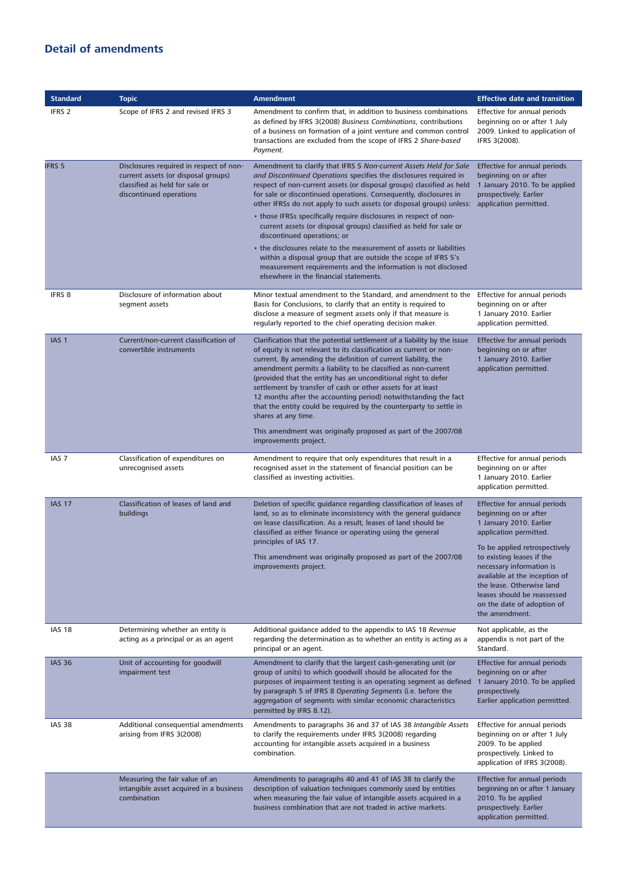## Detail of amendments

| Standard | Topic | Amendment | Effective date and transition |
|---|---|---|---|
| IFRS 2 | Scope of IFRS 2 and revised IFRS 3 | Amendment to confirm that, in addition to business combinations as defined by IFRS 3(2008) *Business Combinations*, contributions of a business on formation of a joint venture and common control transactions are excluded from the scope of IFRS 2 *Share-based Payment*. | Effective for annual periods beginning on or after 1 July 2009. Linked to application of IFRS 3(2008). |
| IFRS 5 | Disclosures required in respect of non-current assets (or disposal groups) classified as held for sale or discontinued operations | Amendment to clarify that IFRS 5 *Non-current Assets Held for Sale and Discontinued Operations* specifies the disclosures required in respect of non-current assets (or disposal groups) classified as held for sale or discontinued operations. Consequently, disclosures in other IFRSs do not apply to such assets (or disposal groups) unless: <br>• those IFRSs specifically require disclosures in respect of non-current assets (or disposal groups) classified as held for sale or discontinued operations; or <br>• the disclosures relate to the measurement of assets or liabilities within a disposal group that are outside the scope of IFRS 5's measurement requirements and the information is not disclosed elsewhere in the financial statements. | Effective for annual periods beginning on or after 1 January 2010. To be applied prospectively. Earlier application permitted. |
| IFRS 8 | Disclosure of information about segment assets | Minor textual amendment to the Standard, and amendment to the Basis for Conclusions, to clarify that an entity is required to disclose a measure of segment assets only if that measure is regularly reported to the chief operating decision maker. | Effective for annual periods beginning on or after 1 January 2010. Earlier application permitted. |
| IAS 1 | Current/non-current classification of convertible instruments | Clarification that the potential settlement of a liability by the issue of equity is not relevant to its classification as current or non-current. By amending the definition of current liability, the amendment permits a liability to be classified as non-current (provided that the entity has an unconditional right to defer settlement by transfer of cash or other assets for at least 12 months after the accounting period) notwithstanding the fact that the entity could be required by the counterparty to settle in shares at any time. <br><br>This amendment was originally proposed as part of the 2007/08 improvements project. | Effective for annual periods beginning on or after 1 January 2010. Earlier application permitted. |
| IAS 7 | Classification of expenditures on unrecognised assets | Amendment to require that only expenditures that result in a recognised asset in the statement of financial position can be classified as investing activities. | Effective for annual periods beginning on or after 1 January 2010. Earlier application permitted. |
| IAS 17 | Classification of leases of land and buildings | Deletion of specific guidance regarding classification of leases of land, so as to eliminate inconsistency with the general guidance on lease classification. As a result, leases of land should be classified as either finance or operating using the general principles of IAS 17. <br><br>This amendment was originally proposed as part of the 2007/08 improvements project. | Effective for annual periods beginning on or after 1 January 2010. Earlier application permitted. <br><br>To be applied retrospectively to existing leases if the necessary information is available at the inception of the lease. Otherwise land leases should be reassessed on the date of adoption of the amendment. |
| IAS 18 | Determining whether an entity is acting as a principal or as an agent | Additional guidance added to the appendix to IAS 18 *Revenue* regarding the determination as to whether an entity is acting as a principal or an agent. | Not applicable, as the appendix is not part of the Standard. |
| IAS 36 | Unit of accounting for goodwill impairment test | Amendment to clarify that the largest cash-generating unit (or group of units) to which goodwill should be allocated for the purposes of impairment testing is an operating segment as defined by paragraph 5 of IFRS 8 *Operating Segments* (i.e. before the aggregation of segments with similar economic characteristics permitted by IFRS 8.12). | Effective for annual periods beginning on or after 1 January 2010. To be applied prospectively. Earlier application permitted. |
| IAS 38 | Additional consequential amendments arising from IFRS 3(2008) | Amendments to paragraphs 36 and 37 of IAS 38 *Intangible Assets* to clarify the requirements under IFRS 3(2008) regarding accounting for intangible assets acquired in a business combination. | Effective for annual periods beginning on or after 1 July 2009. To be applied prospectively. Linked to application of IFRS 3(2008). |
| | Measuring the fair value of an intangible asset acquired in a business combination | Amendments to paragraphs 40 and 41 of IAS 38 to clarify the description of valuation techniques commonly used by entities when measuring the fair value of intangible assets acquired in a business combination that are not traded in active markets. | Effective for annual periods beginning on or after 1 January 2010. To be applied prospectively. Earlier application permitted. |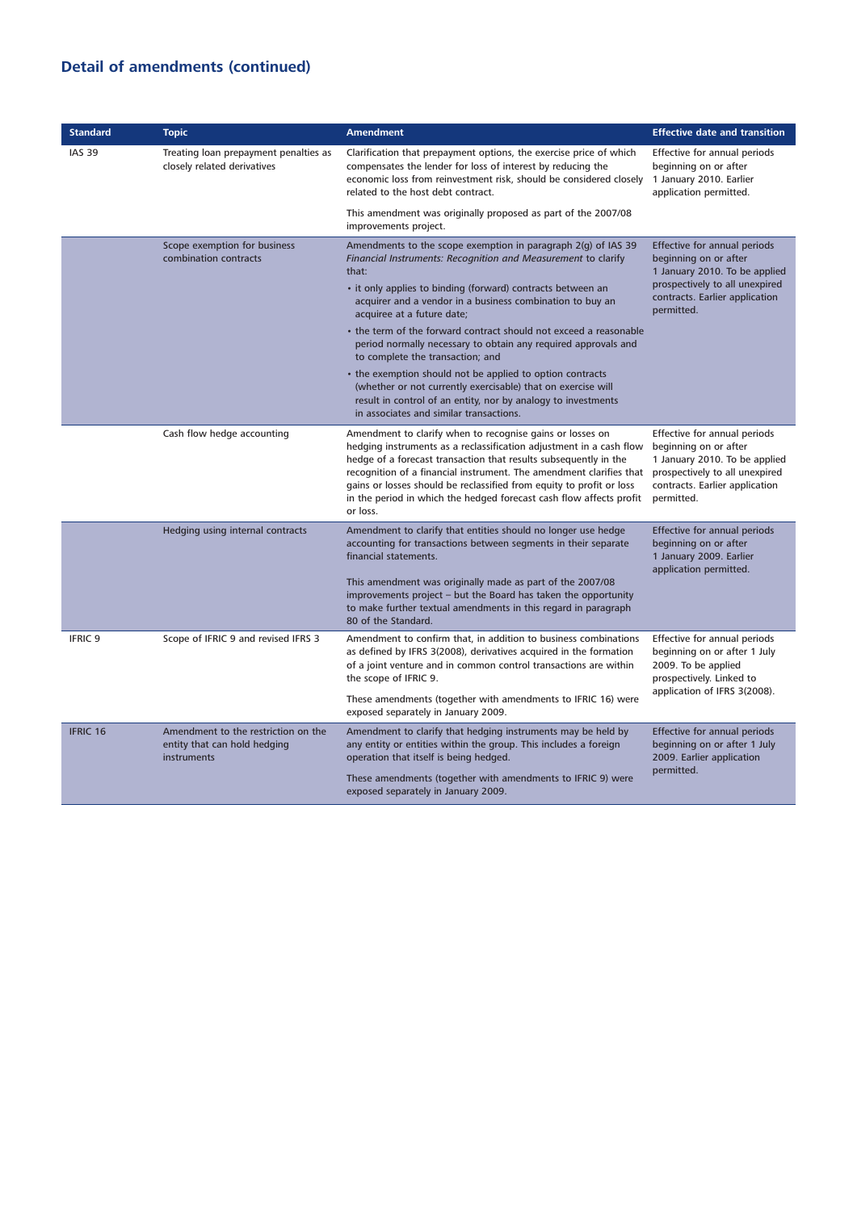## Detail of amendments (continued)

| Standard | Topic | Amendment | Effective date and transition |
|---|---|---|---|
| IAS 39 | Treating loan prepayment penalties as closely related derivatives | Clarification that prepayment options, the exercise price of which compensates the lender for loss of interest by reducing the economic loss from reinvestment risk, should be considered closely related to the host debt contract.<br><br>This amendment was originally proposed as part of the 2007/08 improvements project. | Effective for annual periods beginning on or after 1 January 2010. Earlier application permitted. |
| | Scope exemption for business combination contracts | Amendments to the scope exemption in paragraph 2(g) of IAS 39 *Financial Instruments: Recognition and Measurement* to clarify that:<br>• it only applies to binding (forward) contracts between an acquirer and a vendor in a business combination to buy an acquiree at a future date;<br>• the term of the forward contract should not exceed a reasonable period normally necessary to obtain any required approvals and to complete the transaction; and<br>• the exemption should not be applied to option contracts (whether or not currently exercisable) that on exercise will result in control of an entity, nor by analogy to investments in associates and similar transactions. | Effective for annual periods beginning on or after 1 January 2010. To be applied prospectively to all unexpired contracts. Earlier application permitted. |
| | Cash flow hedge accounting | Amendment to clarify when to recognise gains or losses on hedging instruments as a reclassification adjustment in a cash flow hedge of a forecast transaction that results subsequently in the recognition of a financial instrument. The amendment clarifies that gains or losses should be reclassified from equity to profit or loss in the period in which the hedged forecast cash flow affects profit or loss. | Effective for annual periods beginning on or after 1 January 2010. To be applied prospectively to all unexpired contracts. Earlier application permitted. |
| | Hedging using internal contracts | Amendment to clarify that entities should no longer use hedge accounting for transactions between segments in their separate financial statements.<br><br>This amendment was originally made as part of the 2007/08 improvements project – but the Board has taken the opportunity to make further textual amendments in this regard in paragraph 80 of the Standard. | Effective for annual periods beginning on or after 1 January 2009. Earlier application permitted. |
| IFRIC 9 | Scope of IFRIC 9 and revised IFRS 3 | Amendment to confirm that, in addition to business combinations as defined by IFRS 3(2008), derivatives acquired in the formation of a joint venture and in common control transactions are within the scope of IFRIC 9.<br><br>These amendments (together with amendments to IFRIC 16) were exposed separately in January 2009. | Effective for annual periods beginning on or after 1 July 2009. To be applied prospectively. Linked to application of IFRS 3(2008). |
| IFRIC 16 | Amendment to the restriction on the entity that can hold hedging instruments | Amendment to clarify that hedging instruments may be held by any entity or entities within the group. This includes a foreign operation that itself is being hedged.<br><br>These amendments (together with amendments to IFRIC 9) were exposed separately in January 2009. | Effective for annual periods beginning on or after 1 July 2009. Earlier application permitted. |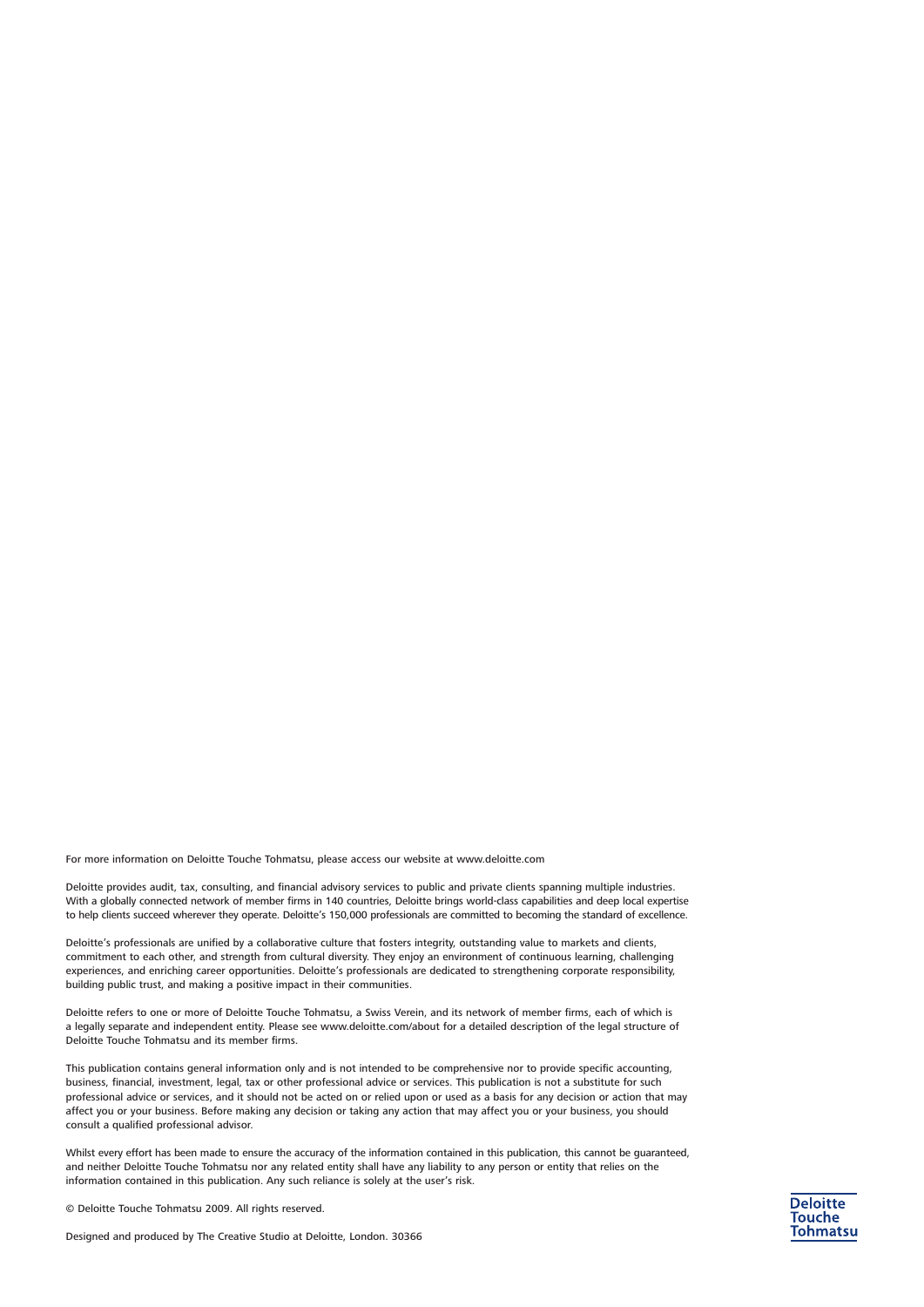For more information on Deloitte Touche Tohmatsu, please access our website at www.deloitte.com

Deloitte provides audit, tax, consulting, and financial advisory services to public and private clients spanning multiple industries. With a globally connected network of member firms in 140 countries, Deloitte brings world-class capabilities and deep local expertise to help clients succeed wherever they operate. Deloitte's 150,000 professionals are committed to becoming the standard of excellence.

Deloitte's professionals are unified by a collaborative culture that fosters integrity, outstanding value to markets and clients, commitment to each other, and strength from cultural diversity. They enjoy an environment of continuous learning, challenging experiences, and enriching career opportunities. Deloitte's professionals are dedicated to strengthening corporate responsibility, building public trust, and making a positive impact in their communities.

Deloitte refers to one or more of Deloitte Touche Tohmatsu, a Swiss Verein, and its network of member firms, each of which is a legally separate and independent entity. Please see www.deloitte.com/about for a detailed description of the legal structure of Deloitte Touche Tohmatsu and its member firms.

This publication contains general information only and is not intended to be comprehensive nor to provide specific accounting, business, financial, investment, legal, tax or other professional advice or services. This publication is not a substitute for such professional advice or services, and it should not be acted on or relied upon or used as a basis for any decision or action that may affect you or your business. Before making any decision or taking any action that may affect you or your business, you should consult a qualified professional advisor.

Whilst every effort has been made to ensure the accuracy of the information contained in this publication, this cannot be guaranteed, and neither Deloitte Touche Tohmatsu nor any related entity shall have any liability to any person or entity that relies on the information contained in this publication. Any such reliance is solely at the user's risk.

© Deloitte Touche Tohmatsu 2009. All rights reserved.

Designed and produced by The Creative Studio at Deloitte, London. 30366

Deloitte
Touche
Tohmatsu